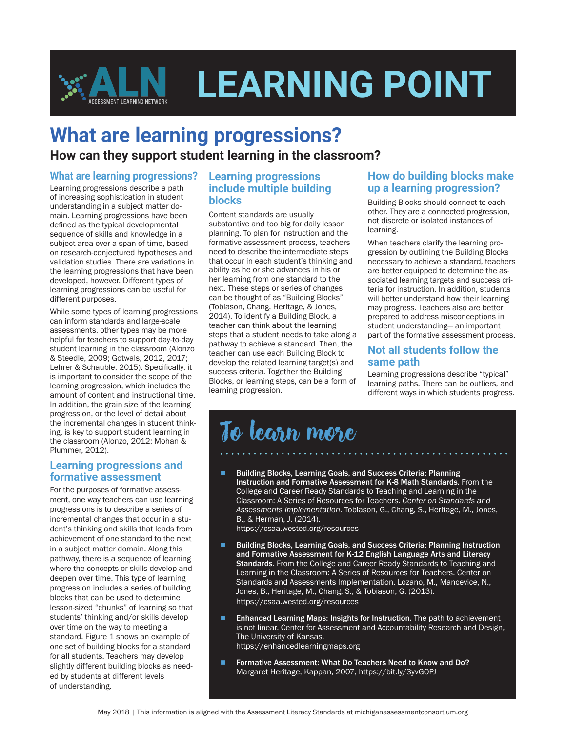# ALN LEARNING POINT

ASSESSMENT LEARNING NETWORK

# What are learning progressions?

## How can they support student learning in the classroom?

### What are learning progressions?

Learning progressions describe a path of increasing sophistication in student understanding in a subject matter domain. Learning progressions have been defined as the typical developmental sequence of skills and knowledge in a subject area over a span of time, based on research-conjectured hypotheses and validation studies. There are variations in the learning progressions that have been developed, however. Different types of learning progressions can be useful for different purposes.

While some types of learning progressions can inform standards and large-scale assessments, other types may be more helpful for teachers to support day-to-day student learning in the classroom (Alonzo & Steedle, 2009; Gotwals, 2012, 2017; Lehrer & Schauble, 2015). Specifically, it is important to consider the scope of the learning progression, which includes the amount of content and instructional time. In addition, the grain size of the learning progression, or the level of detail about the incremental changes in student thinking, is key to support student learning in the classroom (Alonzo, 2012; Mohan & Plummer, 2012).

### Learning progressions and formative assessment

For the purposes of formative assessment, one way teachers can use learning progressions is to describe a series of incremental changes that occur in a student's thinking and skills that leads from achievement of one standard to the next in a subject matter domain. Along this pathway, there is a sequence of learning where the concepts or skills develop and deepen over time. This type of learning progression includes a series of building blocks that can be used to determine lesson-sized "chunks" of learning so that students' thinking and/or skills develop over time on the way to meeting a standard. Figure 1 shows an example of one set of building blocks for a standard for all students. Teachers may develop slightly different building blocks as needed by students at different levels of understanding.

### Learning progressions include multiple building blocks

Content standards are usually substantive and too big for daily lesson planning. To plan for instruction and the formative assessment process, teachers need to describe the intermediate steps that occur in each student's thinking and ability as he or she advances in his or her learning from one standard to the next. These steps or series of changes can be thought of as "Building Blocks" (Tobiason, Chang, Heritage, & Jones, 2014). To identify a Building Block, a teacher can think about the learning steps that a student needs to take along a pathway to achieve a standard. Then, the teacher can use each Building Block to develop the related learning target(s) and success criteria. Together the Building Blocks, or learning steps, can be a form of learning progression.

### How do building blocks make up a learning progression?

Building Blocks should connect to each other. They are a connected progression, not discrete or isolated instances of learning.

When teachers clarify the learning progression by outlining the Building Blocks necessary to achieve a standard, teachers are better equipped to determine the associated learning targets and success criteria for instruction. In addition, students will better understand how their learning may progress. Teachers also are better prepared to address misconceptions in student understanding— an important part of the formative assessment process.

### Not all students follow the same path

Learning progressions describe "typical" learning paths. There can be outliers, and different ways in which students progress.

## To learn more

- **Building Blocks, Learning Goals, and Success Criteria: Planning Instruction and Formative Assessment for K-8 Math Standards.** From the College and Career Ready Standards to Teaching and Learning in the Classroom: A Series of Resources for Teachers. *Center on Standards and Assessments Implementation*. Tobiason, G., Chang, S., Heritage, M., Jones, B., & Herman, J. (2014). https://csaa.wested.org/resources
- **Building Blocks, Learning Goals, and Success Criteria: Planning Instruction and Formative Assessment for K-12 English Language Arts and Literacy Standards**. From the College and Career Ready Standards to Teaching and Learning in the Classroom: A Series of Resources for Teachers. Center on Standards and Assessments Implementation. Lozano, M., Mancevice, N., Jones, B., Heritage, M., Chang, S., & Tobiason, G. (2013). https://csaa.wested.org/resources
- **Enhanced Learning Maps: Insights for Instruction.** The path to achievement is not linear. Center for Assessment and Accountability Research and Design, The University of Kansas. https://enhancedlearningmaps.org
- **Formative Assessment: What Do Teachers Need to Know and Do?** Margaret Heritage, Kappan, 2007, https://bit.ly/3yvGOPJ

May 2018 | This information is aligned with the Assessment Literacy Standards at michiganassessmentconsortium.org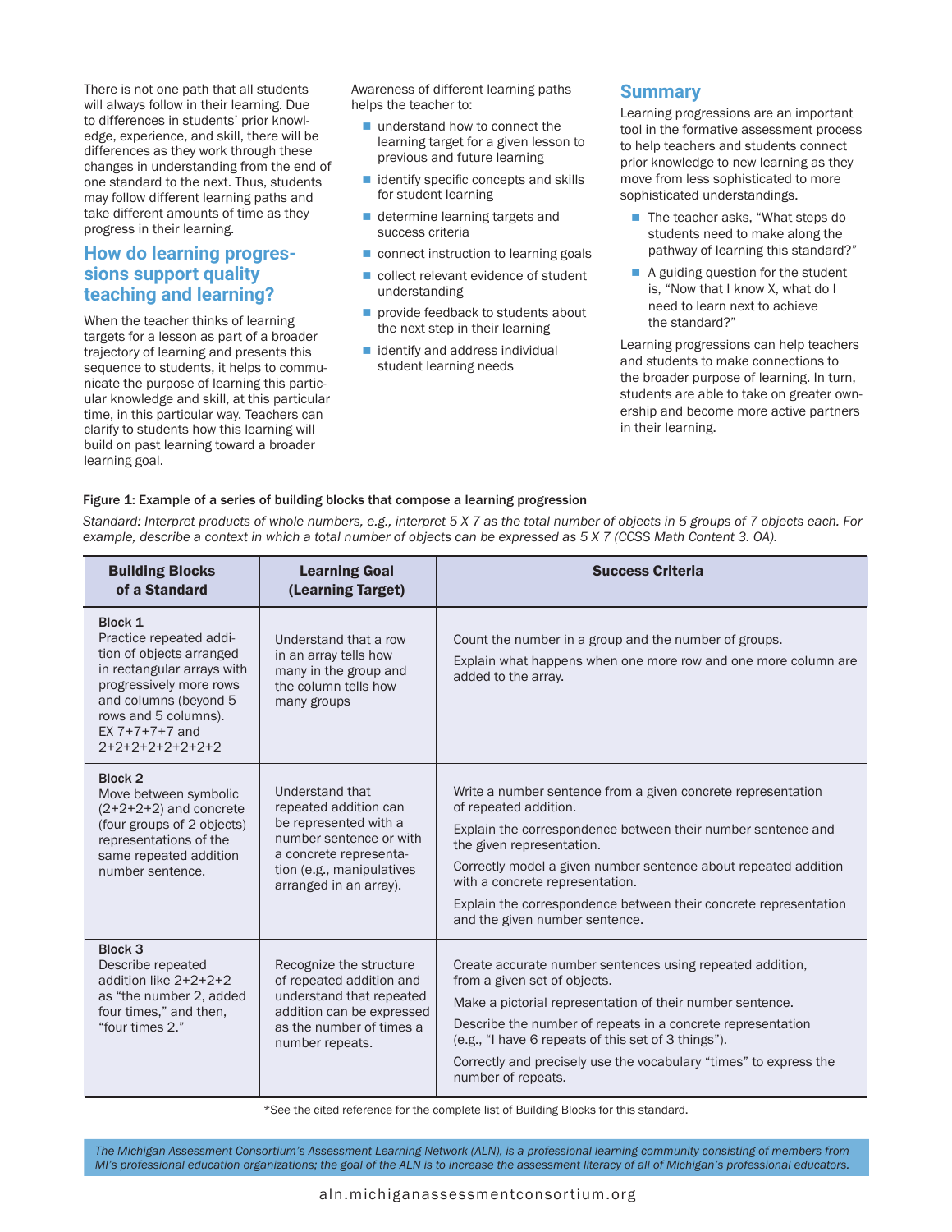There is not one path that all students will always follow in their learning. Due to differences in students' prior knowledge, experience, and skill, there will be differences as they work through these changes in understanding from the end of one standard to the next. Thus, students may follow different learning paths and take different amounts of time as they progress in their learning.

## How do learning progressions support quality teaching and learning?

When the teacher thinks of learning targets for a lesson as part of a broader trajectory of learning and presents this sequence to students, it helps to communicate the purpose of learning this particular knowledge and skill, at this particular time, in this particular way. Teachers can clarify to students how this learning will build on past learning toward a broader learning goal.

Awareness of different learning paths helps the teacher to:

- understand how to connect the learning target for a given lesson to previous and future learning
- identify specific concepts and skills for student learning
- determine learning targets and success criteria
- connect instruction to learning goals
- collect relevant evidence of student understanding
- provide feedback to students about the next step in their learning
- identify and address individual student learning needs

## Summary

Learning progressions are an important tool in the formative assessment process to help teachers and students connect prior knowledge to new learning as they move from less sophisticated to more sophisticated understandings.

- The teacher asks, "What steps do students need to make along the pathway of learning this standard?"
- A guiding question for the student is, "Now that I know X, what do I need to learn next to achieve the standard?"

Learning progressions can help teachers and students to make connections to the broader purpose of learning. In turn, students are able to take on greater ownership and become more active partners in their learning.

**Figure 1: Example of a series of building blocks that compose a learning progression**

*Standard: Interpret products of whole numbers, e.g., interpret 5 X 7 as the total number of objects in 5 groups of 7 objects each. For example, describe a context in which a total number of objects can be expressed as 5 X 7 (CCSS Math Content 3. OA).*

| Building Blocks of a Standard | Learning Goal (Learning Target) | Success Criteria |
|---|---|---|
| **Block 1** Practice repeated addition of objects arranged in rectangular arrays with progressively more rows and columns (beyond 5 rows and 5 columns). EX 7+7+7+7 and 2+2+2+2+2+2+2+2 | Understand that a row in an array tells how many in the group and the column tells how many groups | Count the number in a group and the number of groups.<br>Explain what happens when one more row and one more column are added to the array. |
| **Block 2** Move between symbolic (2+2+2+2) and concrete (four groups of 2 objects) representations of the same repeated addition number sentence. | Understand that repeated addition can be represented with a number sentence or with a concrete representation (e.g., manipulatives arranged in an array). | Write a number sentence from a given concrete representation of repeated addition.<br>Explain the correspondence between their number sentence and the given representation.<br>Correctly model a given number sentence about repeated addition with a concrete representation.<br>Explain the correspondence between their concrete representation and the given number sentence. |
| **Block 3** Describe repeated addition like 2+2+2+2 as "the number 2, added four times," and then, "four times 2." | Recognize the structure of repeated addition and understand that repeated addition can be expressed as the number of times a number repeats. | Create accurate number sentences using repeated addition, from a given set of objects.<br>Make a pictorial representation of their number sentence.<br>Describe the number of repeats in a concrete representation (e.g., "I have 6 repeats of this set of 3 things").<br>Correctly and precisely use the vocabulary "times" to express the number of repeats. |

*See the cited reference for the complete list of Building Blocks for this standard.

*The Michigan Assessment Consortium's Assessment Learning Network (ALN), is a professional learning community consisting of members from MI's professional education organizations; the goal of the ALN is to increase the assessment literacy of all of Michigan's professional educators.*

aln.michiganassessmentconsortium.org